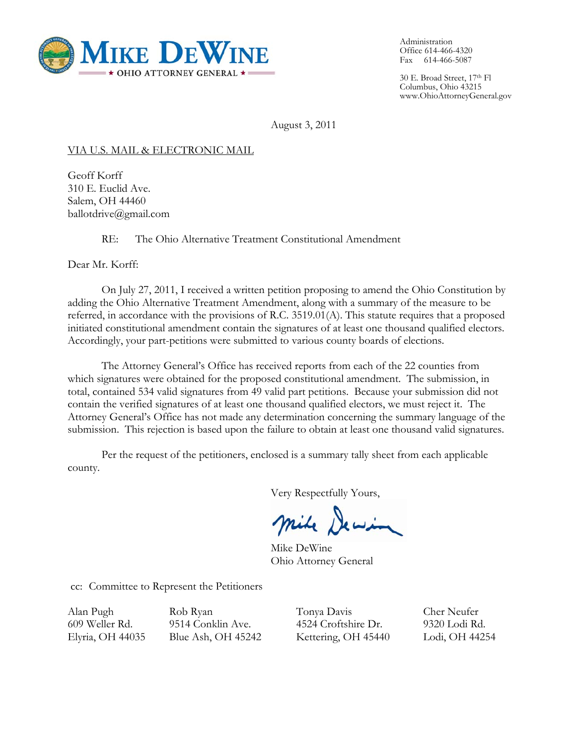**MIKE DEWINE**
★ OHIO ATTORNEY GENERAL ★

Administration
Office 614-466-4320
Fax 614-466-5087

30 E. Broad Street, 17th Fl
Columbus, Ohio 43215
www.OhioAttorneyGeneral.gov

August 3, 2011

VIA U.S. MAIL & ELECTRONIC MAIL

Geoff Korff
310 E. Euclid Ave.
Salem, OH 44460
ballotdrive@gmail.com

RE: The Ohio Alternative Treatment Constitutional Amendment

Dear Mr. Korff:

On July 27, 2011, I received a written petition proposing to amend the Ohio Constitution by adding the Ohio Alternative Treatment Amendment, along with a summary of the measure to be referred, in accordance with the provisions of R.C. 3519.01(A). This statute requires that a proposed initiated constitutional amendment contain the signatures of at least one thousand qualified electors. Accordingly, your part-petitions were submitted to various county boards of elections.

The Attorney General's Office has received reports from each of the 22 counties from which signatures were obtained for the proposed constitutional amendment. The submission, in total, contained 534 valid signatures from 49 valid part petitions. Because your submission did not contain the verified signatures of at least one thousand qualified electors, we must reject it. The Attorney General's Office has not made any determination concerning the summary language of the submission. This rejection is based upon the failure to obtain at least one thousand valid signatures.

Per the request of the petitioners, enclosed is a summary tally sheet from each applicable county.

Very Respectfully Yours,

Mike DeWine
Ohio Attorney General

cc: Committee to Represent the Petitioners

Alan Pugh
609 Weller Rd.
Elyria, OH 44035

Rob Ryan
9514 Conklin Ave.
Blue Ash, OH 45242

Tonya Davis
4524 Croftshire Dr.
Kettering, OH 45440

Cher Neufer
9320 Lodi Rd.
Lodi, OH 44254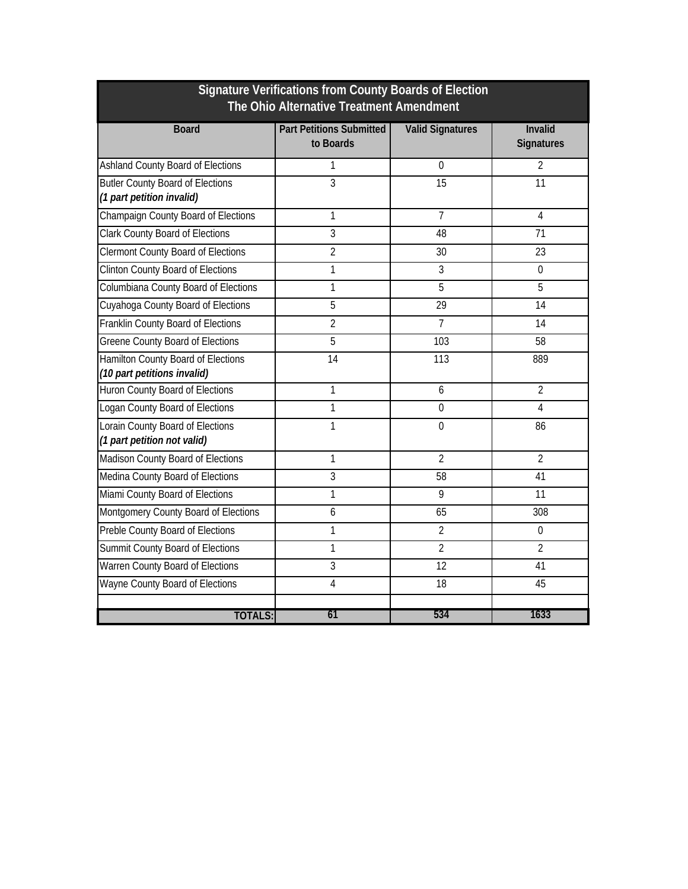| Signature Verifications from County Boards of Election<br>The Ohio Alternative Treatment Amendment | | | |
|---|---|---|---|
| **Board** | **Part Petitions Submitted to Boards** | **Valid Signatures** | **Invalid Signatures** |
| Ashland County Board of Elections | 1 | 0 | 2 |
| Butler County Board of Elections<br>***(1 part petition invalid)*** | 3 | 15 | 11 |
| Champaign County Board of Elections | 1 | 7 | 4 |
| Clark County Board of Elections | 3 | 48 | 71 |
| Clermont County Board of Elections | 2 | 30 | 23 |
| Clinton County Board of Elections | 1 | 3 | 0 |
| Columbiana County Board of Elections | 1 | 5 | 5 |
| Cuyahoga County Board of Elections | 5 | 29 | 14 |
| Franklin County Board of Elections | 2 | 7 | 14 |
| Greene County Board of Elections | 5 | 103 | 58 |
| Hamilton County Board of Elections<br>***(10 part petitions invalid)*** | 14 | 113 | 889 |
| Huron County Board of Elections | 1 | 6 | 2 |
| Logan County Board of Elections | 1 | 0 | 4 |
| Lorain County Board of Elections<br>***(1 part petition not valid)*** | 1 | 0 | 86 |
| Madison County Board of Elections | 1 | 2 | 2 |
| Medina County Board of Elections | 3 | 58 | 41 |
| Miami County Board of Elections | 1 | 9 | 11 |
| Montgomery County Board of Elections | 6 | 65 | 308 |
| Preble County Board of Elections | 1 | 2 | 0 |
| Summit County Board of Elections | 1 | 2 | 2 |
| Warren County Board of Elections | 3 | 12 | 41 |
| Wayne County Board of Elections | 4 | 18 | 45 |
| | | | |
| **TOTALS:** | **61** | **534** | **1633** |